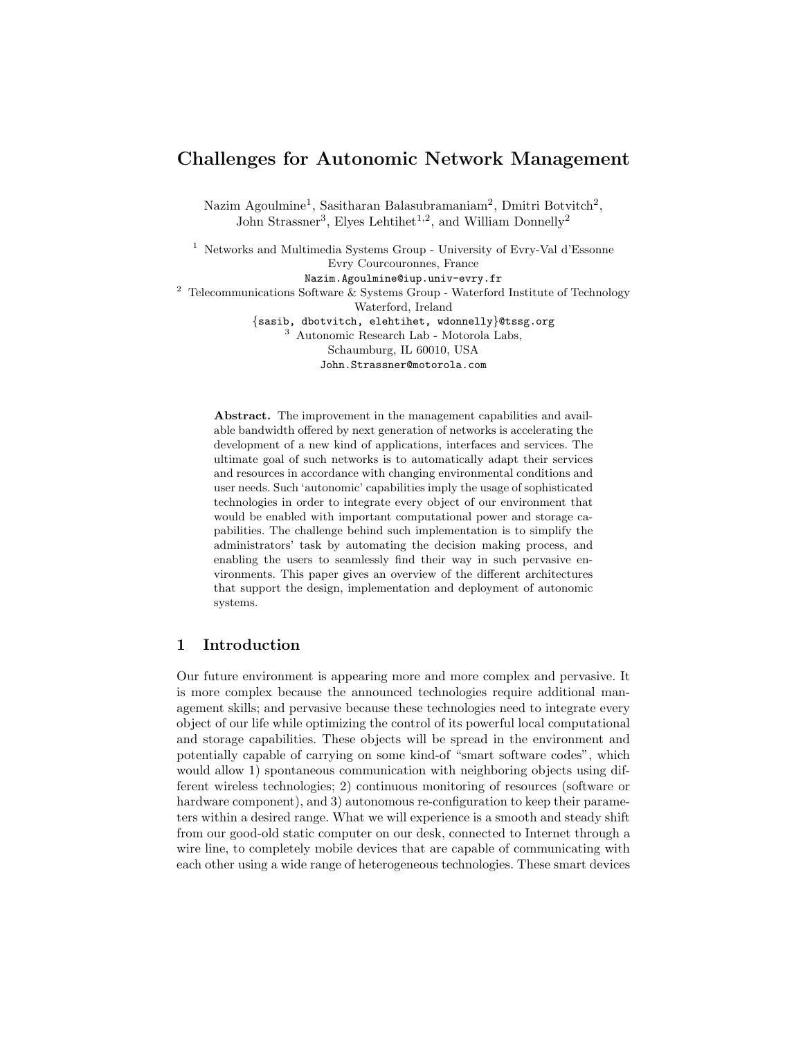# Challenges for Autonomic Network Management

Nazim Agoulmine[1], Sasitharan Balasubramaniam[2], Dmitri Botvitch[2], John Strassner[3], Elyes Lehtihet[1,2], and William Donnelly[2]

[1] Networks and Multimedia Systems Group - University of Evry-Val d'Essonne  
Evry Courcouronnes, France  
Nazim.Agoulmine@iup.univ-evry.fr

[2] Telecommunications Software & Systems Group - Waterford Institute of Technology  
Waterford, Ireland  
{sasib, dbotvitch, elehtihet, wdonnelly}@tssg.org

[3] Autonomic Research Lab - Motorola Labs,  
Schaumburg, IL 60010, USA  
John.Strassner@motorola.com

**Abstract.** The improvement in the management capabilities and available bandwidth offered by next generation of networks is accelerating the development of a new kind of applications, interfaces and services. The ultimate goal of such networks is to automatically adapt their services and resources in accordance with changing environmental conditions and user needs. Such 'autonomic' capabilities imply the usage of sophisticated technologies in order to integrate every object of our environment that would be enabled with important computational power and storage capabilities. The challenge behind such implementation is to simplify the administrators' task by automating the decision making process, and enabling the users to seamlessly find their way in such pervasive environments. This paper gives an overview of the different architectures that support the design, implementation and deployment of autonomic systems.

## 1 Introduction

Our future environment is appearing more and more complex and pervasive. It is more complex because the announced technologies require additional management skills; and pervasive because these technologies need to integrate every object of our life while optimizing the control of its powerful local computational and storage capabilities. These objects will be spread in the environment and potentially capable of carrying on some kind-of "smart software codes", which would allow 1) spontaneous communication with neighboring objects using different wireless technologies; 2) continuous monitoring of resources (software or hardware component), and 3) autonomous re-configuration to keep their parameters within a desired range. What we will experience is a smooth and steady shift from our good-old static computer on our desk, connected to Internet through a wire line, to completely mobile devices that are capable of communicating with each other using a wide range of heterogeneous technologies. These smart devices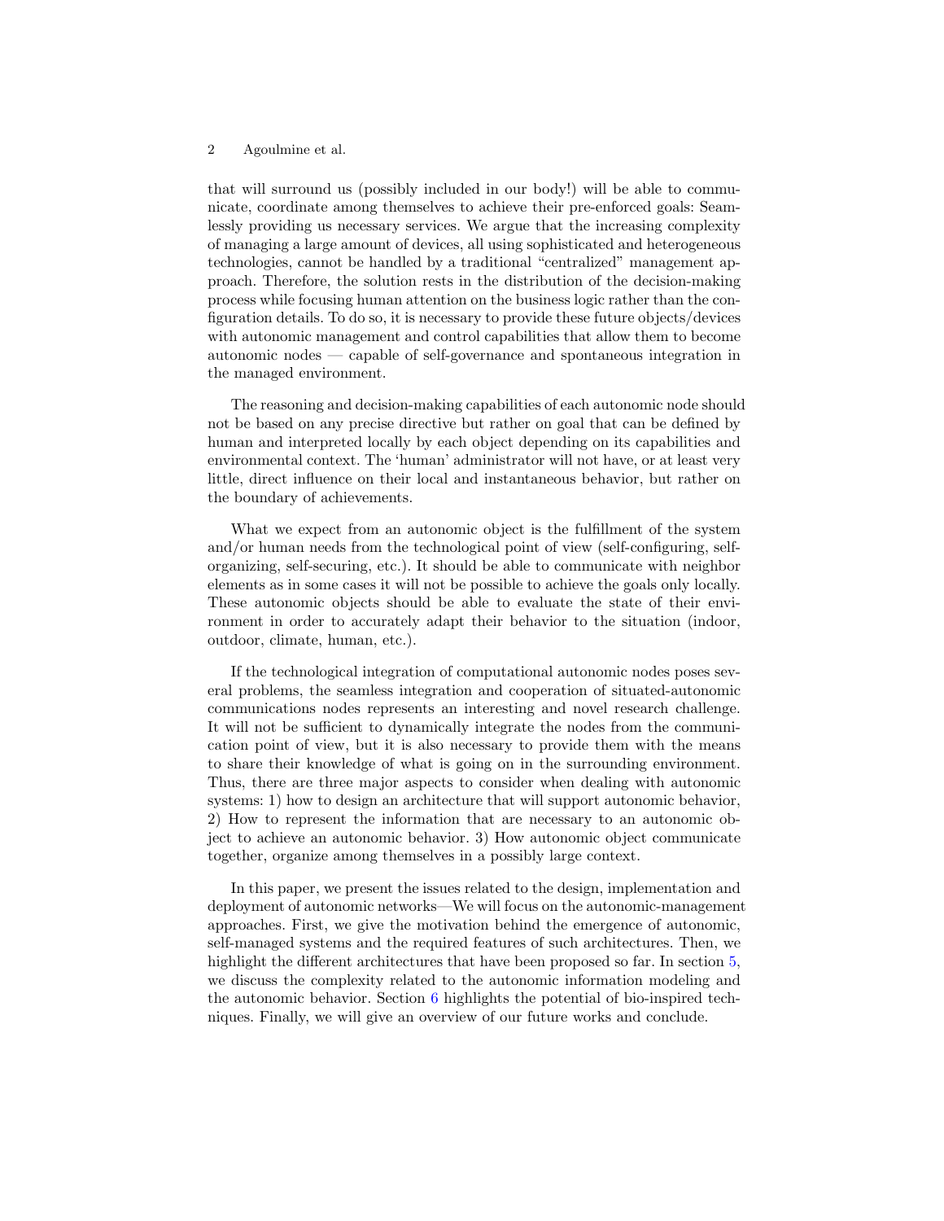that will surround us (possibly included in our body!) will be able to communicate, coordinate among themselves to achieve their pre-enforced goals: Seamlessly providing us necessary services. We argue that the increasing complexity of managing a large amount of devices, all using sophisticated and heterogeneous technologies, cannot be handled by a traditional "centralized" management approach. Therefore, the solution rests in the distribution of the decision-making process while focusing human attention on the business logic rather than the configuration details. To do so, it is necessary to provide these future objects/devices with autonomic management and control capabilities that allow them to become autonomic nodes — capable of self-governance and spontaneous integration in the managed environment.

The reasoning and decision-making capabilities of each autonomic node should not be based on any precise directive but rather on goal that can be defined by human and interpreted locally by each object depending on its capabilities and environmental context. The 'human' administrator will not have, or at least very little, direct influence on their local and instantaneous behavior, but rather on the boundary of achievements.

What we expect from an autonomic object is the fulfillment of the system and/or human needs from the technological point of view (self-configuring, self-organizing, self-securing, etc.). It should be able to communicate with neighbor elements as in some cases it will not be possible to achieve the goals only locally. These autonomic objects should be able to evaluate the state of their environment in order to accurately adapt their behavior to the situation (indoor, outdoor, climate, human, etc.).

If the technological integration of computational autonomic nodes poses several problems, the seamless integration and cooperation of situated-autonomic communications nodes represents an interesting and novel research challenge. It will not be sufficient to dynamically integrate the nodes from the communication point of view, but it is also necessary to provide them with the means to share their knowledge of what is going on in the surrounding environment. Thus, there are three major aspects to consider when dealing with autonomic systems: 1) how to design an architecture that will support autonomic behavior, 2) How to represent the information that are necessary to an autonomic object to achieve an autonomic behavior. 3) How autonomic object communicate together, organize among themselves in a possibly large context.

In this paper, we present the issues related to the design, implementation and deployment of autonomic networks—We will focus on the autonomic-management approaches. First, we give the motivation behind the emergence of autonomic, self-managed systems and the required features of such architectures. Then, we highlight the different architectures that have been proposed so far. In section 5, we discuss the complexity related to the autonomic information modeling and the autonomic behavior. Section 6 highlights the potential of bio-inspired techniques. Finally, we will give an overview of our future works and conclude.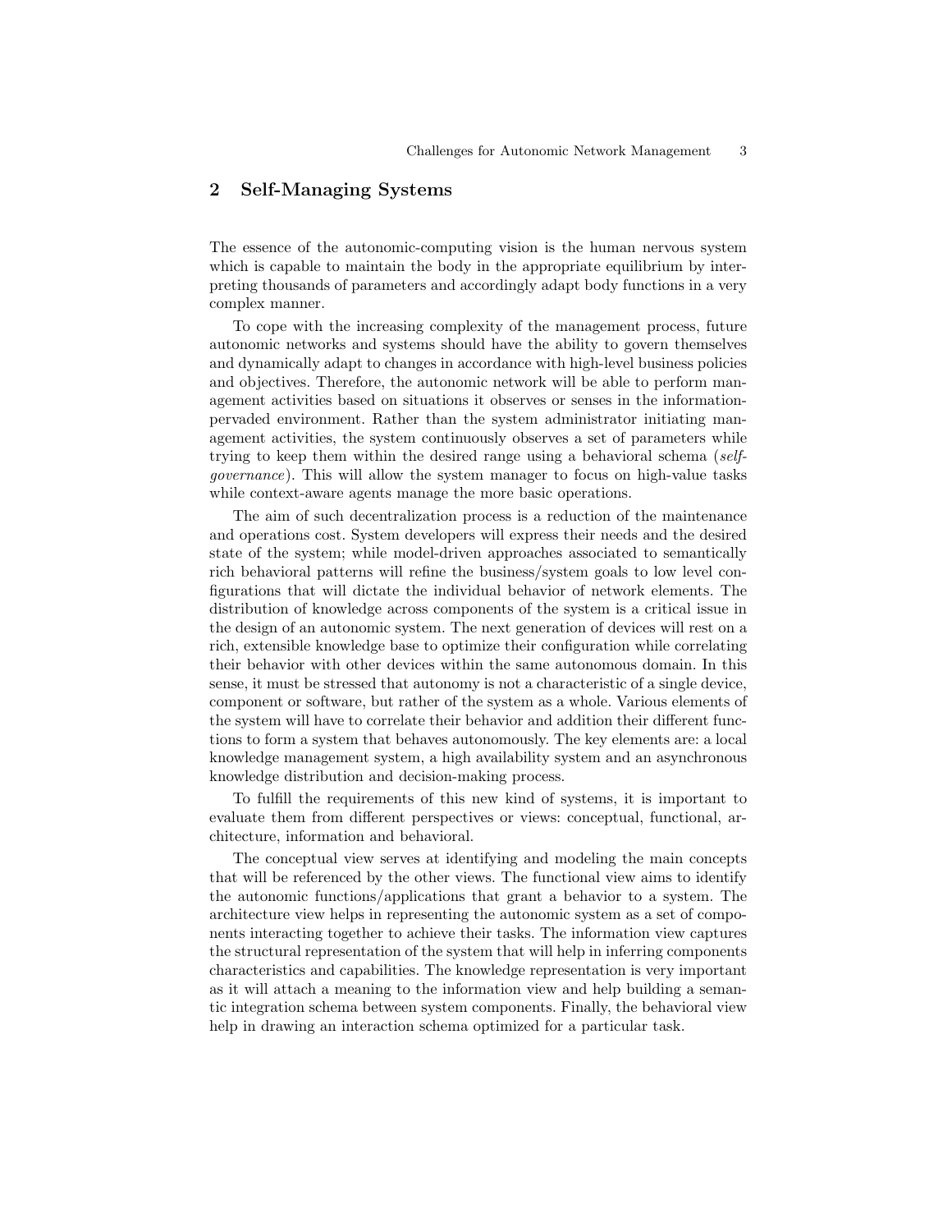## 2 Self-Managing Systems

The essence of the autonomic-computing vision is the human nervous system which is capable to maintain the body in the appropriate equilibrium by interpreting thousands of parameters and accordingly adapt body functions in a very complex manner.

To cope with the increasing complexity of the management process, future autonomic networks and systems should have the ability to govern themselves and dynamically adapt to changes in accordance with high-level business policies and objectives. Therefore, the autonomic network will be able to perform management activities based on situations it observes or senses in the information-pervaded environment. Rather than the system administrator initiating management activities, the system continuously observes a set of parameters while trying to keep them within the desired range using a behavioral schema (*self-governance*). This will allow the system manager to focus on high-value tasks while context-aware agents manage the more basic operations.

The aim of such decentralization process is a reduction of the maintenance and operations cost. System developers will express their needs and the desired state of the system; while model-driven approaches associated to semantically rich behavioral patterns will refine the business/system goals to low level configurations that will dictate the individual behavior of network elements. The distribution of knowledge across components of the system is a critical issue in the design of an autonomic system. The next generation of devices will rest on a rich, extensible knowledge base to optimize their configuration while correlating their behavior with other devices within the same autonomous domain. In this sense, it must be stressed that autonomy is not a characteristic of a single device, component or software, but rather of the system as a whole. Various elements of the system will have to correlate their behavior and addition their different functions to form a system that behaves autonomously. The key elements are: a local knowledge management system, a high availability system and an asynchronous knowledge distribution and decision-making process.

To fulfill the requirements of this new kind of systems, it is important to evaluate them from different perspectives or views: conceptual, functional, architecture, information and behavioral.

The conceptual view serves at identifying and modeling the main concepts that will be referenced by the other views. The functional view aims to identify the autonomic functions/applications that grant a behavior to a system. The architecture view helps in representing the autonomic system as a set of components interacting together to achieve their tasks. The information view captures the structural representation of the system that will help in inferring components characteristics and capabilities. The knowledge representation is very important as it will attach a meaning to the information view and help building a semantic integration schema between system components. Finally, the behavioral view help in drawing an interaction schema optimized for a particular task.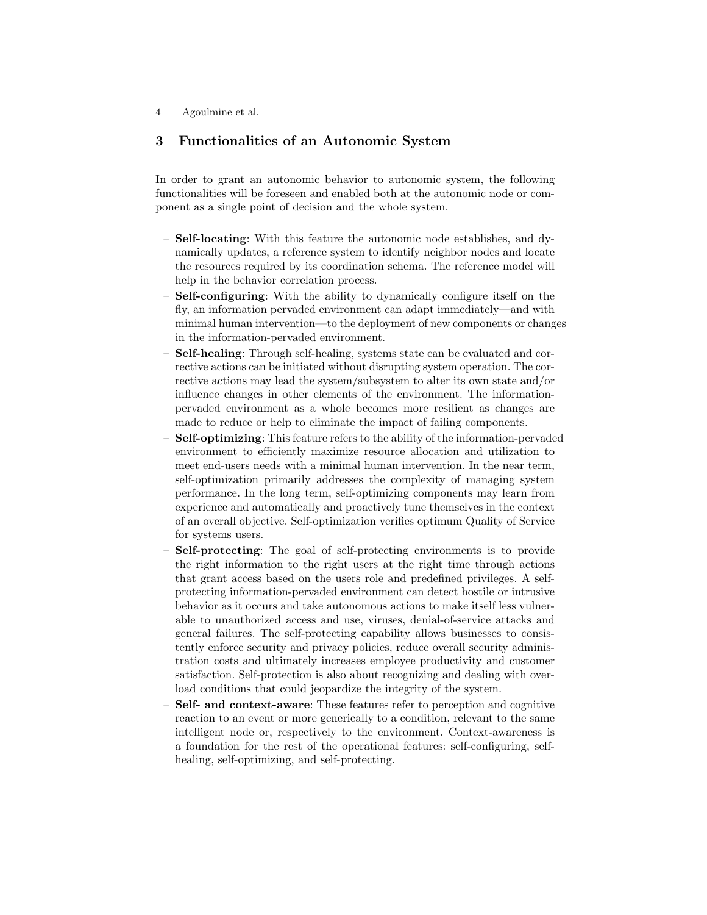## 3 Functionalities of an Autonomic System

In order to grant an autonomic behavior to autonomic system, the following functionalities will be foreseen and enabled both at the autonomic node or component as a single point of decision and the whole system.

- **Self-locating**: With this feature the autonomic node establishes, and dynamically updates, a reference system to identify neighbor nodes and locate the resources required by its coordination schema. The reference model will help in the behavior correlation process.
- **Self-configuring**: With the ability to dynamically configure itself on the fly, an information pervaded environment can adapt immediately—and with minimal human intervention—to the deployment of new components or changes in the information-pervaded environment.
- **Self-healing**: Through self-healing, systems state can be evaluated and corrective actions can be initiated without disrupting system operation. The corrective actions may lead the system/subsystem to alter its own state and/or influence changes in other elements of the environment. The information-pervaded environment as a whole becomes more resilient as changes are made to reduce or help to eliminate the impact of failing components.
- **Self-optimizing**: This feature refers to the ability of the information-pervaded environment to efficiently maximize resource allocation and utilization to meet end-users needs with a minimal human intervention. In the near term, self-optimization primarily addresses the complexity of managing system performance. In the long term, self-optimizing components may learn from experience and automatically and proactively tune themselves in the context of an overall objective. Self-optimization verifies optimum Quality of Service for systems users.
- **Self-protecting**: The goal of self-protecting environments is to provide the right information to the right users at the right time through actions that grant access based on the users role and predefined privileges. A self-protecting information-pervaded environment can detect hostile or intrusive behavior as it occurs and take autonomous actions to make itself less vulnerable to unauthorized access and use, viruses, denial-of-service attacks and general failures. The self-protecting capability allows businesses to consistently enforce security and privacy policies, reduce overall security administration costs and ultimately increases employee productivity and customer satisfaction. Self-protection is also about recognizing and dealing with overload conditions that could jeopardize the integrity of the system.
- **Self- and context-aware**: These features refer to perception and cognitive reaction to an event or more generically to a condition, relevant to the same intelligent node or, respectively to the environment. Context-awareness is a foundation for the rest of the operational features: self-configuring, self-healing, self-optimizing, and self-protecting.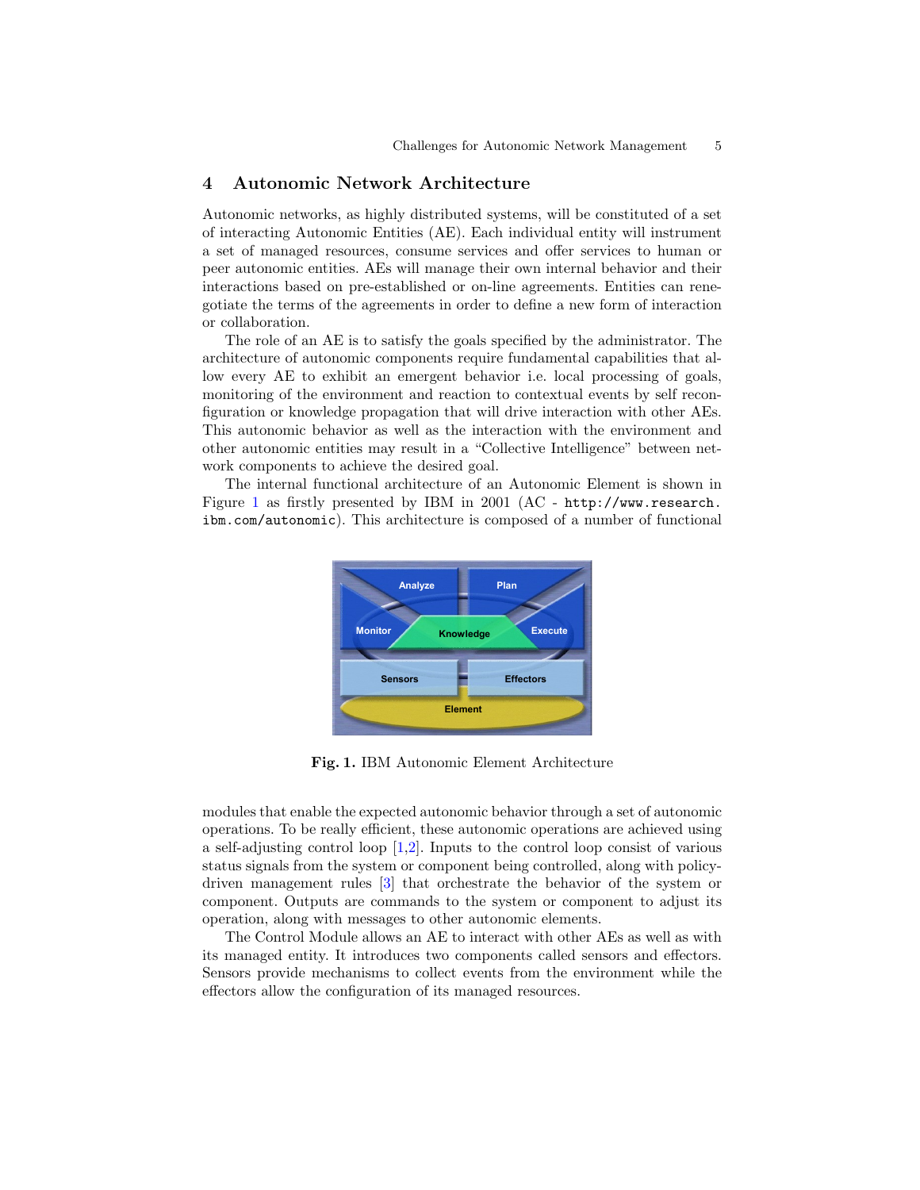## 4 Autonomic Network Architecture

Autonomic networks, as highly distributed systems, will be constituted of a set of interacting Autonomic Entities (AE). Each individual entity will instrument a set of managed resources, consume services and offer services to human or peer autonomic entities. AEs will manage their own internal behavior and their interactions based on pre-established or on-line agreements. Entities can renegotiate the terms of the agreements in order to define a new form of interaction or collaboration.

The role of an AE is to satisfy the goals specified by the administrator. The architecture of autonomic components require fundamental capabilities that allow every AE to exhibit an emergent behavior i.e. local processing of goals, monitoring of the environment and reaction to contextual events by self reconfiguration or knowledge propagation that will drive interaction with other AEs. This autonomic behavior as well as the interaction with the environment and other autonomic entities may result in a "Collective Intelligence" between network components to achieve the desired goal.

The internal functional architecture of an Autonomic Element is shown in Figure 1 as firstly presented by IBM in 2001 (AC - `http://www.research.ibm.com/autonomic`). This architecture is composed of a number of functional

**Fig. 1.** IBM Autonomic Element Architecture

modules that enable the expected autonomic behavior through a set of autonomic operations. To be really efficient, these autonomic operations are achieved using a self-adjusting control loop [1,2]. Inputs to the control loop consist of various status signals from the system or component being controlled, along with policy-driven management rules [3] that orchestrate the behavior of the system or component. Outputs are commands to the system or component to adjust its operation, along with messages to other autonomic elements.

The Control Module allows an AE to interact with other AEs as well as with its managed entity. It introduces two components called sensors and effectors. Sensors provide mechanisms to collect events from the environment while the effectors allow the configuration of its managed resources.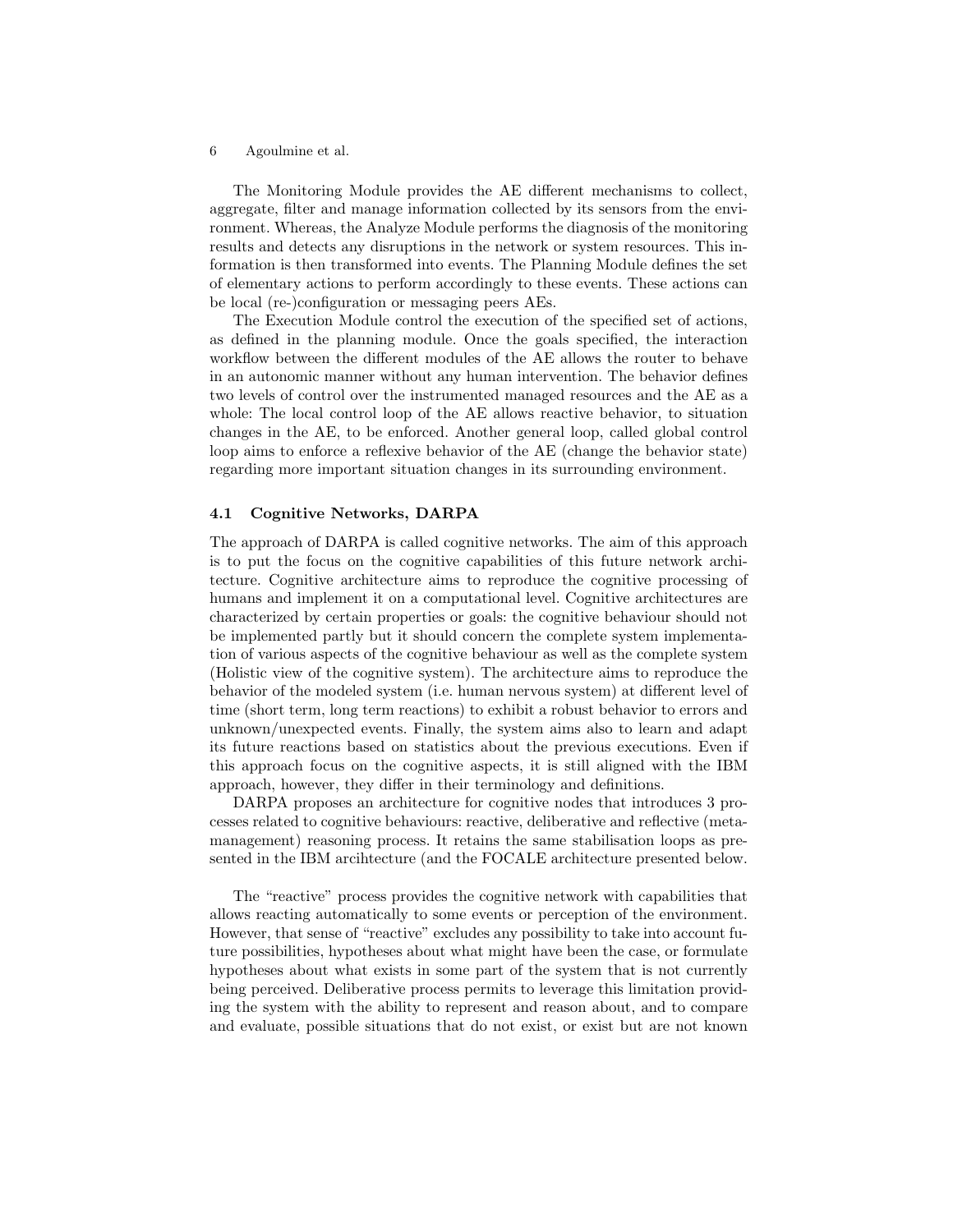The Monitoring Module provides the AE different mechanisms to collect, aggregate, filter and manage information collected by its sensors from the environment. Whereas, the Analyze Module performs the diagnosis of the monitoring results and detects any disruptions in the network or system resources. This information is then transformed into events. The Planning Module defines the set of elementary actions to perform accordingly to these events. These actions can be local (re-)configuration or messaging peers AEs.

The Execution Module control the execution of the specified set of actions, as defined in the planning module. Once the goals specified, the interaction workflow between the different modules of the AE allows the router to behave in an autonomic manner without any human intervention. The behavior defines two levels of control over the instrumented managed resources and the AE as a whole: The local control loop of the AE allows reactive behavior, to situation changes in the AE, to be enforced. Another general loop, called global control loop aims to enforce a reflexive behavior of the AE (change the behavior state) regarding more important situation changes in its surrounding environment.

### 4.1 Cognitive Networks, DARPA

The approach of DARPA is called cognitive networks. The aim of this approach is to put the focus on the cognitive capabilities of this future network architecture. Cognitive architecture aims to reproduce the cognitive processing of humans and implement it on a computational level. Cognitive architectures are characterized by certain properties or goals: the cognitive behaviour should not be implemented partly but it should concern the complete system implementation of various aspects of the cognitive behaviour as well as the complete system (Holistic view of the cognitive system). The architecture aims to reproduce the behavior of the modeled system (i.e. human nervous system) at different level of time (short term, long term reactions) to exhibit a robust behavior to errors and unknown/unexpected events. Finally, the system aims also to learn and adapt its future reactions based on statistics about the previous executions. Even if this approach focus on the cognitive aspects, it is still aligned with the IBM approach, however, they differ in their terminology and definitions.

DARPA proposes an architecture for cognitive nodes that introduces 3 processes related to cognitive behaviours: reactive, deliberative and reflective (meta-management) reasoning process. It retains the same stabilisation loops as presented in the IBM arcihtecture (and the FOCALE architecture presented below.

The "reactive" process provides the cognitive network with capabilities that allows reacting automatically to some events or perception of the environment. However, that sense of "reactive" excludes any possibility to take into account future possibilities, hypotheses about what might have been the case, or formulate hypotheses about what exists in some part of the system that is not currently being perceived. Deliberative process permits to leverage this limitation providing the system with the ability to represent and reason about, and to compare and evaluate, possible situations that do not exist, or exist but are not known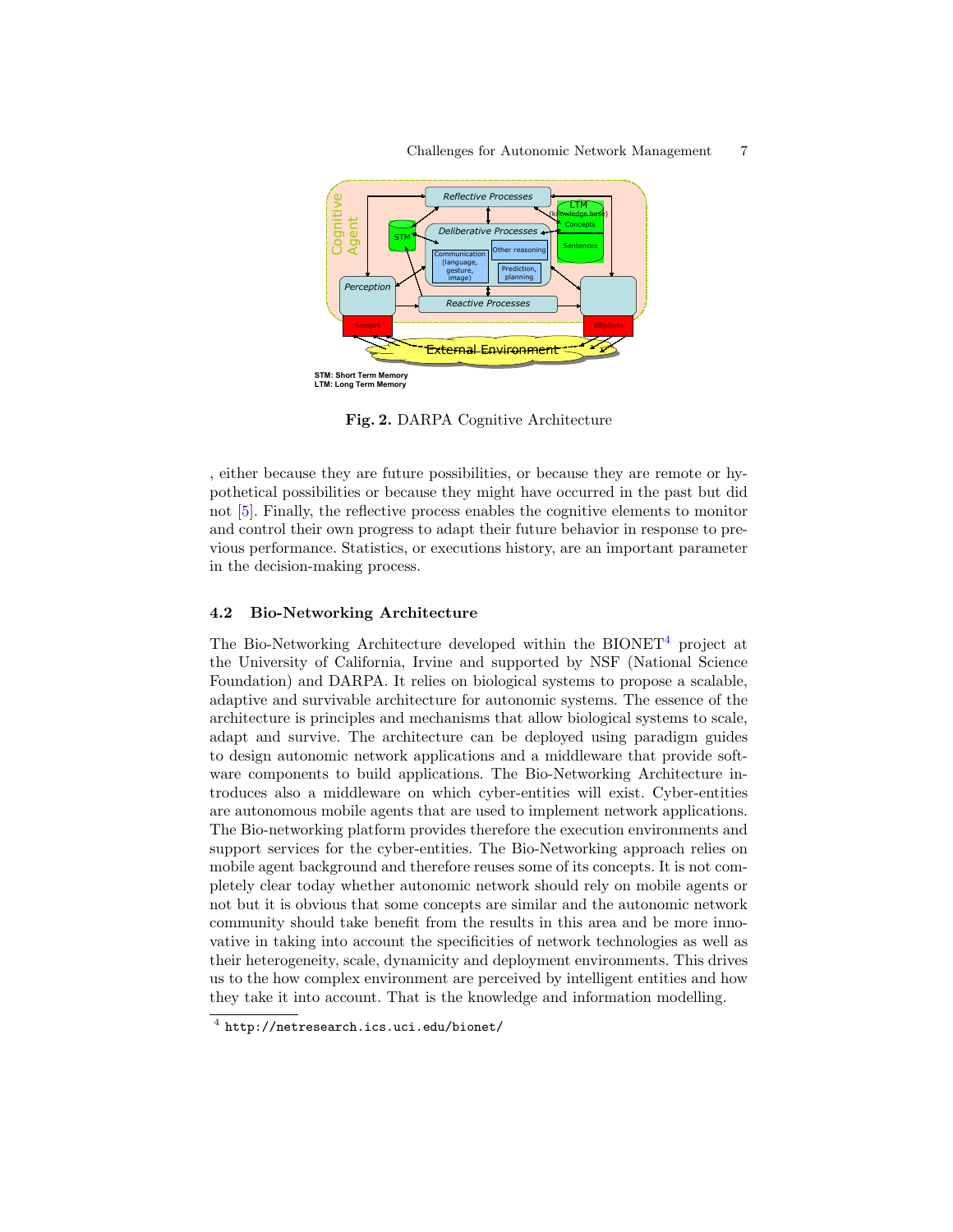Fig. 2. DARPA Cognitive Architecture

, either because they are future possibilities, or because they are remote or hypothetical possibilities or because they might have occurred in the past but did not [5]. Finally, the reflective process enables the cognitive elements to monitor and control their own progress to adapt their future behavior in response to previous performance. Statistics, or executions history, are an important parameter in the decision-making process.

### 4.2 Bio-Networking Architecture

The Bio-Networking Architecture developed within the BIONET[4] project at the University of California, Irvine and supported by NSF (National Science Foundation) and DARPA. It relies on biological systems to propose a scalable, adaptive and survivable architecture for autonomic systems. The essence of the architecture is principles and mechanisms that allow biological systems to scale, adapt and survive. The architecture can be deployed using paradigm guides to design autonomic network applications and a middleware that provide software components to build applications. The Bio-Networking Architecture introduces also a middleware on which cyber-entities will exist. Cyber-entities are autonomous mobile agents that are used to implement network applications. The Bio-networking platform provides therefore the execution environments and support services for the cyber-entities. The Bio-Networking approach relies on mobile agent background and therefore reuses some of its concepts. It is not completely clear today whether autonomic network should rely on mobile agents or not but it is obvious that some concepts are similar and the autonomic network community should take benefit from the results in this area and be more innovative in taking into account the specificities of network technologies as well as their heterogeneity, scale, dynamicity and deployment environments. This drives us to the how complex environment are perceived by intelligent entities and how they take it into account. That is the knowledge and information modelling.

[4] http://netresearch.ics.uci.edu/bionet/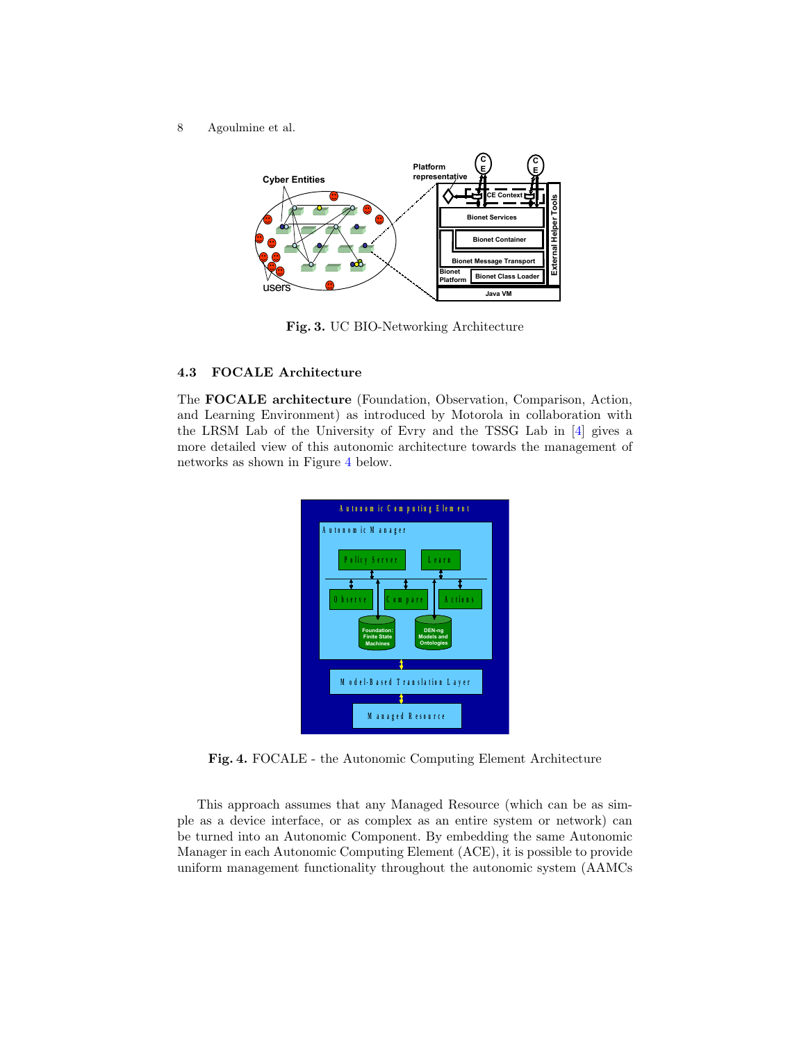Fig. 3. UC BIO-Networking Architecture

### 4.3 FOCALE Architecture

The **FOCALE architecture** (Foundation, Observation, Comparison, Action, and Learning Environment) as introduced by Motorola in collaboration with the LRSM Lab of the University of Evry and the TSSG Lab in [4] gives a more detailed view of this autonomic architecture towards the management of networks as shown in Figure 4 below.

Fig. 4. FOCALE - the Autonomic Computing Element Architecture

This approach assumes that any Managed Resource (which can be as simple as a device interface, or as complex as an entire system or network) can be turned into an Autonomic Component. By embedding the same Autonomic Manager in each Autonomic Computing Element (ACE), it is possible to provide uniform management functionality throughout the autonomic system (AAMCs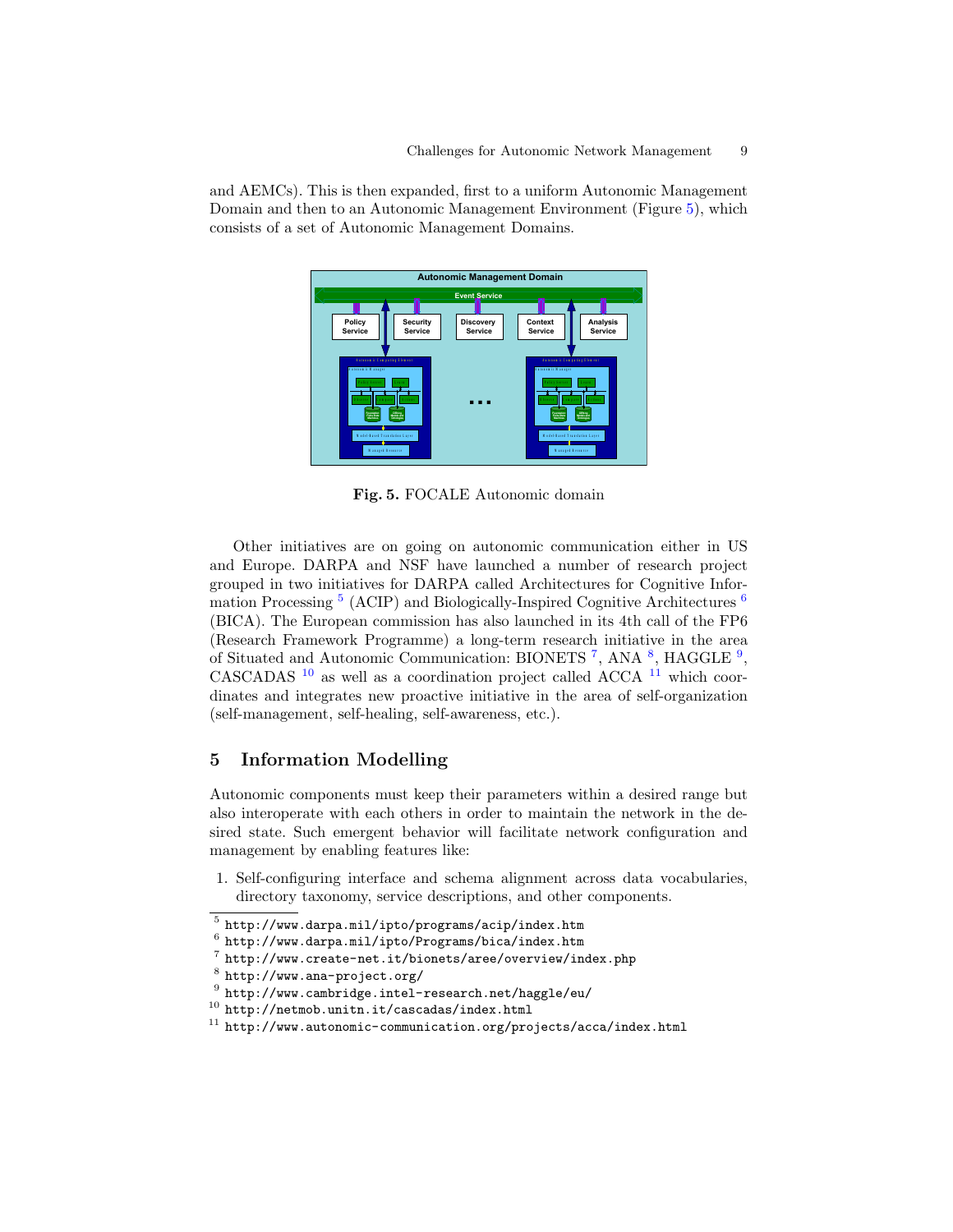and AEMCs). This is then expanded, first to a uniform Autonomic Management Domain and then to an Autonomic Management Environment (Figure 5), which consists of a set of Autonomic Management Domains.

**Fig. 5.** FOCALE Autonomic domain

Other initiatives are on going on autonomic communication either in US and Europe. DARPA and NSF have launched a number of research project grouped in two initiatives for DARPA called Architectures for Cognitive Information Processing [5] (ACIP) and Biologically-Inspired Cognitive Architectures [6] (BICA). The European commission has also launched in its 4th call of the FP6 (Research Framework Programme) a long-term research initiative in the area of Situated and Autonomic Communication: BIONETS [7], ANA [8], HAGGLE [9], CASCADAS [10] as well as a coordination project called ACCA [11] which coordinates and integrates new proactive initiative in the area of self-organization (self-management, self-healing, self-awareness, etc.).

## 5 Information Modelling

Autonomic components must keep their parameters within a desired range but also interoperate with each others in order to maintain the network in the desired state. Such emergent behavior will facilitate network configuration and management by enabling features like:

1. Self-configuring interface and schema alignment across data vocabularies, directory taxonomy, service descriptions, and other components.

---

[5] http://www.darpa.mil/ipto/programs/acip/index.htm
[6] http://www.darpa.mil/ipto/Programs/bica/index.htm
[7] http://www.create-net.it/bionets/aree/overview/index.php
[8] http://www.ana-project.org/
[9] http://www.cambridge.intel-research.net/haggle/eu/
[10] http://netmob.unitn.it/cascadas/index.html
[11] http://www.autonomic-communication.org/projects/acca/index.html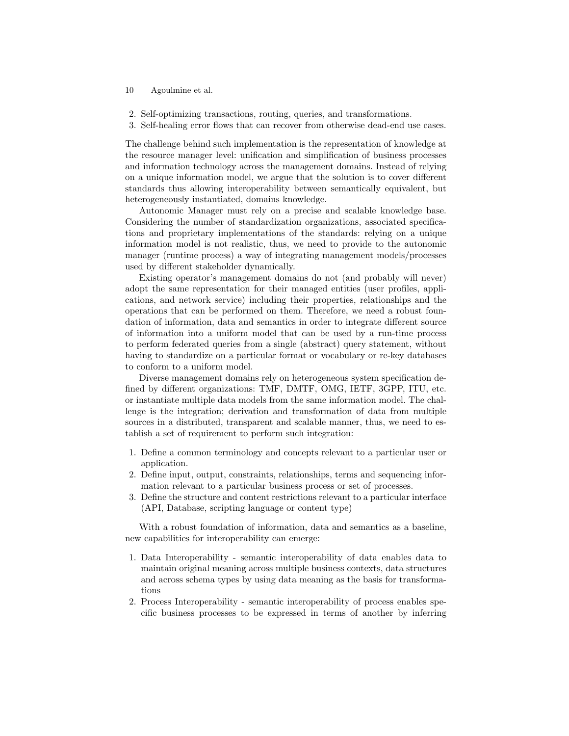2. Self-optimizing transactions, routing, queries, and transformations.
3. Self-healing error flows that can recover from otherwise dead-end use cases.

The challenge behind such implementation is the representation of knowledge at the resource manager level: unification and simplification of business processes and information technology across the management domains. Instead of relying on a unique information model, we argue that the solution is to cover different standards thus allowing interoperability between semantically equivalent, but heterogeneously instantiated, domains knowledge.

Autonomic Manager must rely on a precise and scalable knowledge base. Considering the number of standardization organizations, associated specifications and proprietary implementations of the standards: relying on a unique information model is not realistic, thus, we need to provide to the autonomic manager (runtime process) a way of integrating management models/processes used by different stakeholder dynamically.

Existing operator's management domains do not (and probably will never) adopt the same representation for their managed entities (user profiles, applications, and network service) including their properties, relationships and the operations that can be performed on them. Therefore, we need a robust foundation of information, data and semantics in order to integrate different source of information into a uniform model that can be used by a run-time process to perform federated queries from a single (abstract) query statement, without having to standardize on a particular format or vocabulary or re-key databases to conform to a uniform model.

Diverse management domains rely on heterogeneous system specification defined by different organizations: TMF, DMTF, OMG, IETF, 3GPP, ITU, etc. or instantiate multiple data models from the same information model. The challenge is the integration; derivation and transformation of data from multiple sources in a distributed, transparent and scalable manner, thus, we need to establish a set of requirement to perform such integration:

1. Define a common terminology and concepts relevant to a particular user or application.
2. Define input, output, constraints, relationships, terms and sequencing information relevant to a particular business process or set of processes.
3. Define the structure and content restrictions relevant to a particular interface (API, Database, scripting language or content type)

With a robust foundation of information, data and semantics as a baseline, new capabilities for interoperability can emerge:

1. Data Interoperability - semantic interoperability of data enables data to maintain original meaning across multiple business contexts, data structures and across schema types by using data meaning as the basis for transformations
2. Process Interoperability - semantic interoperability of process enables specific business processes to be expressed in terms of another by inferring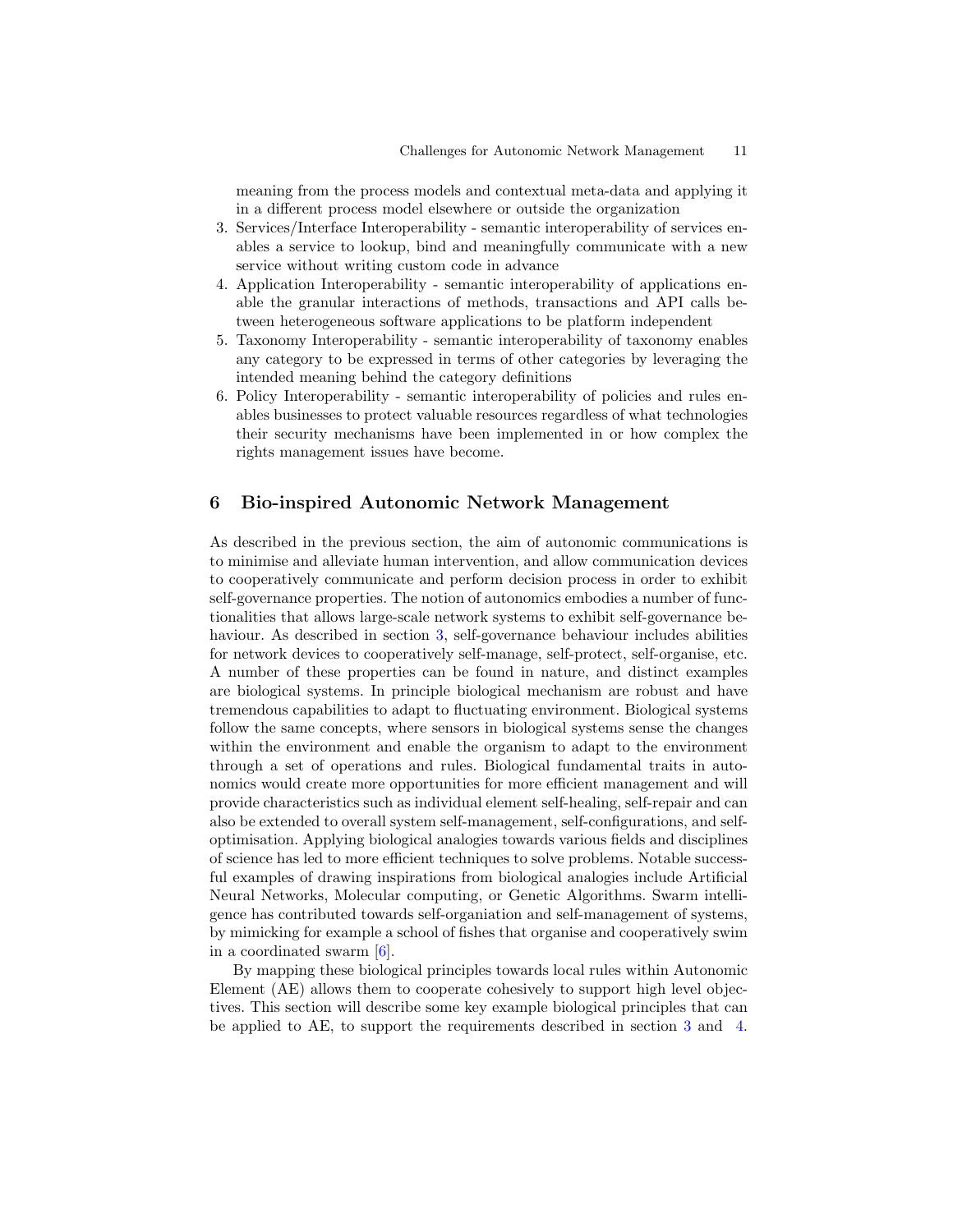meaning from the process models and contextual meta-data and applying it in a different process model elsewhere or outside the organization

3. Services/Interface Interoperability - semantic interoperability of services enables a service to lookup, bind and meaningfully communicate with a new service without writing custom code in advance
4. Application Interoperability - semantic interoperability of applications enable the granular interactions of methods, transactions and API calls between heterogeneous software applications to be platform independent
5. Taxonomy Interoperability - semantic interoperability of taxonomy enables any category to be expressed in terms of other categories by leveraging the intended meaning behind the category definitions
6. Policy Interoperability - semantic interoperability of policies and rules enables businesses to protect valuable resources regardless of what technologies their security mechanisms have been implemented in or how complex the rights management issues have become.

## 6 Bio-inspired Autonomic Network Management

As described in the previous section, the aim of autonomic communications is to minimise and alleviate human intervention, and allow communication devices to cooperatively communicate and perform decision process in order to exhibit self-governance properties. The notion of autonomics embodies a number of functionalities that allows large-scale network systems to exhibit self-governance behaviour. As described in section 3, self-governance behaviour includes abilities for network devices to cooperatively self-manage, self-protect, self-organise, etc. A number of these properties can be found in nature, and distinct examples are biological systems. In principle biological mechanism are robust and have tremendous capabilities to adapt to fluctuating environment. Biological systems follow the same concepts, where sensors in biological systems sense the changes within the environment and enable the organism to adapt to the environment through a set of operations and rules. Biological fundamental traits in autonomics would create more opportunities for more efficient management and will provide characteristics such as individual element self-healing, self-repair and can also be extended to overall system self-management, self-configurations, and self-optimisation. Applying biological analogies towards various fields and disciplines of science has led to more efficient techniques to solve problems. Notable successful examples of drawing inspirations from biological analogies include Artificial Neural Networks, Molecular computing, or Genetic Algorithms. Swarm intelligence has contributed towards self-organiation and self-management of systems, by mimicking for example a school of fishes that organise and cooperatively swim in a coordinated swarm [6].

By mapping these biological principles towards local rules within Autonomic Element (AE) allows them to cooperate cohesively to support high level objectives. This section will describe some key example biological principles that can be applied to AE, to support the requirements described in section 3 and 4.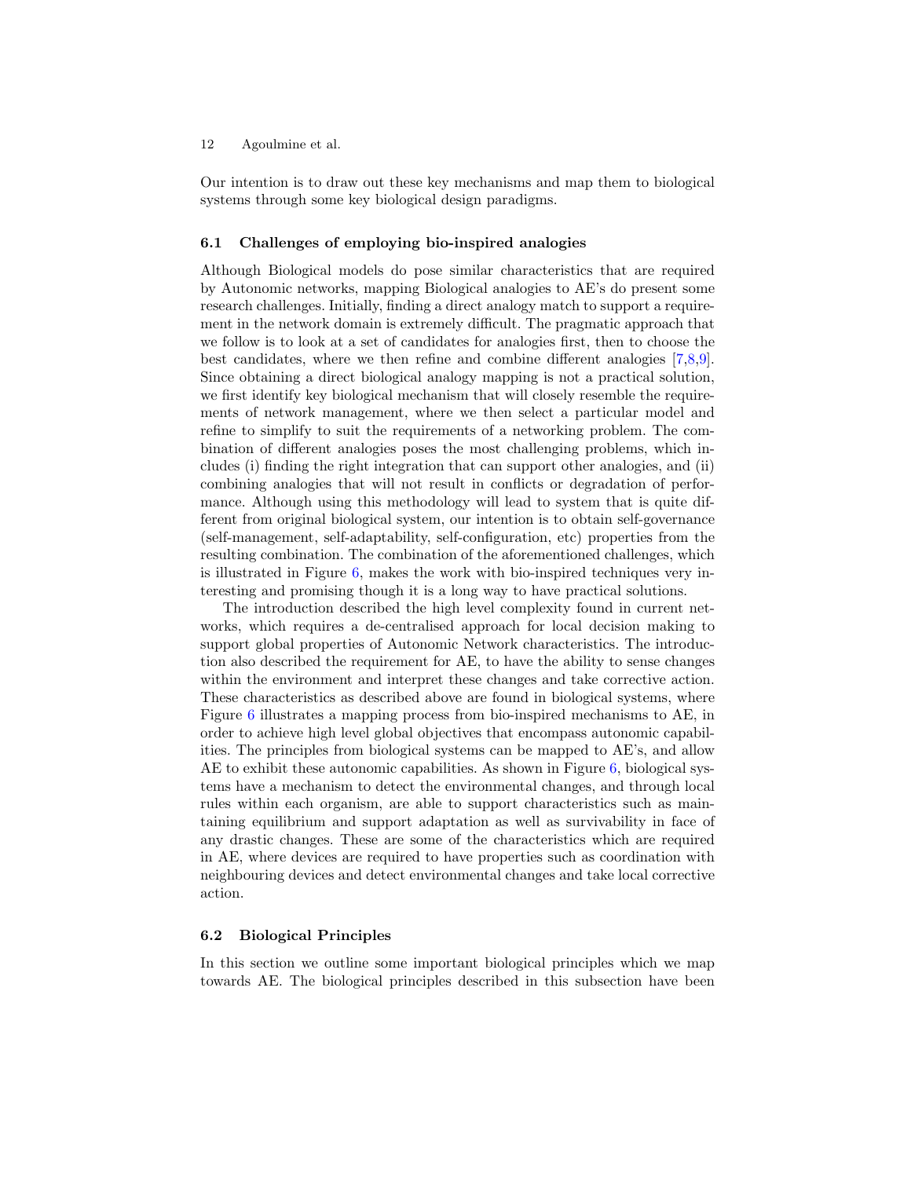Our intention is to draw out these key mechanisms and map them to biological systems through some key biological design paradigms.

### 6.1 Challenges of employing bio-inspired analogies

Although Biological models do pose similar characteristics that are required by Autonomic networks, mapping Biological analogies to AE's do present some research challenges. Initially, finding a direct analogy match to support a requirement in the network domain is extremely difficult. The pragmatic approach that we follow is to look at a set of candidates for analogies first, then to choose the best candidates, where we then refine and combine different analogies [7,8,9]. Since obtaining a direct biological analogy mapping is not a practical solution, we first identify key biological mechanism that will closely resemble the requirements of network management, where we then select a particular model and refine to simplify to suit the requirements of a networking problem. The combination of different analogies poses the most challenging problems, which includes (i) finding the right integration that can support other analogies, and (ii) combining analogies that will not result in conflicts or degradation of performance. Although using this methodology will lead to system that is quite different from original biological system, our intention is to obtain self-governance (self-management, self-adaptability, self-configuration, etc) properties from the resulting combination. The combination of the aforementioned challenges, which is illustrated in Figure 6, makes the work with bio-inspired techniques very interesting and promising though it is a long way to have practical solutions.

The introduction described the high level complexity found in current networks, which requires a de-centralised approach for local decision making to support global properties of Autonomic Network characteristics. The introduction also described the requirement for AE, to have the ability to sense changes within the environment and interpret these changes and take corrective action. These characteristics as described above are found in biological systems, where Figure 6 illustrates a mapping process from bio-inspired mechanisms to AE, in order to achieve high level global objectives that encompass autonomic capabilities. The principles from biological systems can be mapped to AE's, and allow AE to exhibit these autonomic capabilities. As shown in Figure 6, biological systems have a mechanism to detect the environmental changes, and through local rules within each organism, are able to support characteristics such as maintaining equilibrium and support adaptation as well as survivability in face of any drastic changes. These are some of the characteristics which are required in AE, where devices are required to have properties such as coordination with neighbouring devices and detect environmental changes and take local corrective action.

### 6.2 Biological Principles

In this section we outline some important biological principles which we map towards AE. The biological principles described in this subsection have been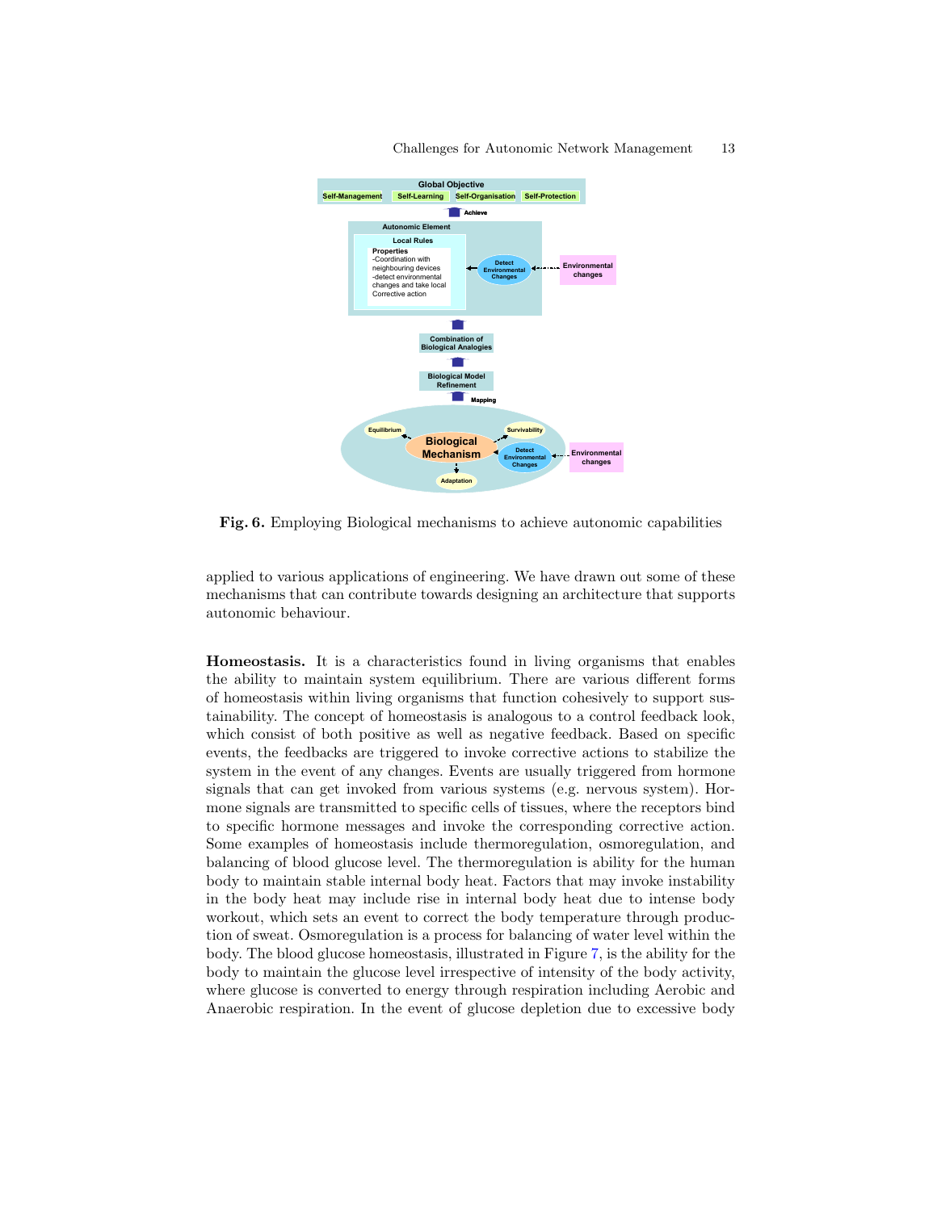Fig. 6. Employing Biological mechanisms to achieve autonomic capabilities

applied to various applications of engineering. We have drawn out some of these mechanisms that can contribute towards designing an architecture that supports autonomic behaviour.

**Homeostasis.** It is a characteristics found in living organisms that enables the ability to maintain system equilibrium. There are various different forms of homeostasis within living organisms that function cohesively to support sustainability. The concept of homeostasis is analogous to a control feedback look, which consist of both positive as well as negative feedback. Based on specific events, the feedbacks are triggered to invoke corrective actions to stabilize the system in the event of any changes. Events are usually triggered from hormone signals that can get invoked from various systems (e.g. nervous system). Hormone signals are transmitted to specific cells of tissues, where the receptors bind to specific hormone messages and invoke the corresponding corrective action. Some examples of homeostasis include thermoregulation, osmoregulation, and balancing of blood glucose level. The thermoregulation is ability for the human body to maintain stable internal body heat. Factors that may invoke instability in the body heat may include rise in internal body heat due to intense body workout, which sets an event to correct the body temperature through production of sweat. Osmoregulation is a process for balancing of water level within the body. The blood glucose homeostasis, illustrated in Figure 7, is the ability for the body to maintain the glucose level irrespective of intensity of the body activity, where glucose is converted to energy through respiration including Aerobic and Anaerobic respiration. In the event of glucose depletion due to excessive body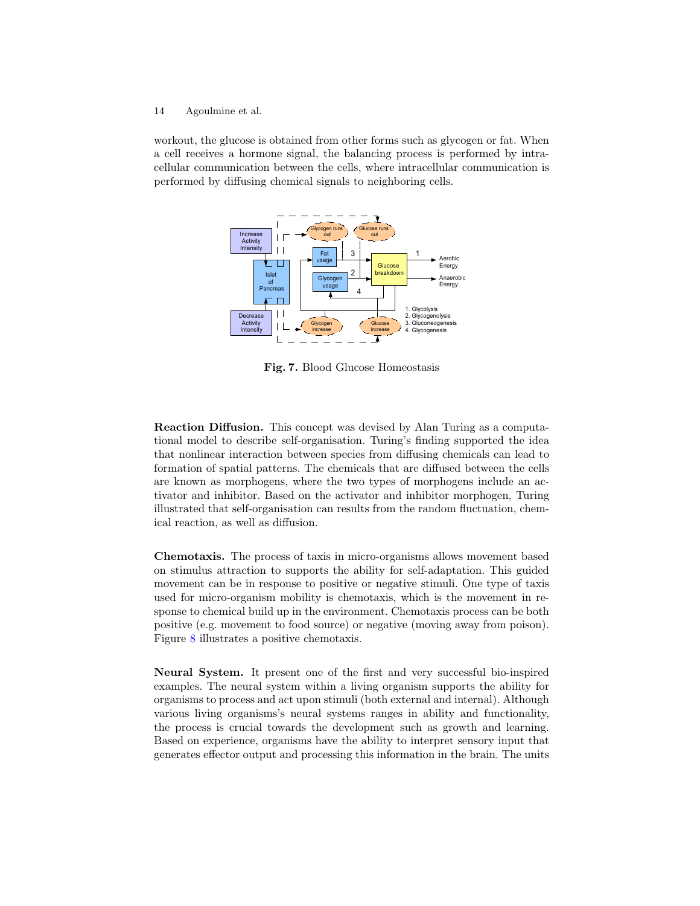workout, the glucose is obtained from other forms such as glycogen or fat. When a cell receives a hormone signal, the balancing process is performed by intracellular communication between the cells, where intracellular communication is performed by diffusing chemical signals to neighboring cells.

**Fig. 7.** Blood Glucose Homeostasis

**Reaction Diffusion.** This concept was devised by Alan Turing as a computational model to describe self-organisation. Turing's finding supported the idea that nonlinear interaction between species from diffusing chemicals can lead to formation of spatial patterns. The chemicals that are diffused between the cells are known as morphogens, where the two types of morphogens include an activator and inhibitor. Based on the activator and inhibitor morphogen, Turing illustrated that self-organisation can results from the random fluctuation, chemical reaction, as well as diffusion.

**Chemotaxis.** The process of taxis in micro-organisms allows movement based on stimulus attraction to supports the ability for self-adaptation. This guided movement can be in response to positive or negative stimuli. One type of taxis used for micro-organism mobility is chemotaxis, which is the movement in response to chemical build up in the environment. Chemotaxis process can be both positive (e.g. movement to food source) or negative (moving away from poison). Figure 8 illustrates a positive chemotaxis.

**Neural System.** It present one of the first and very successful bio-inspired examples. The neural system within a living organism supports the ability for organisms to process and act upon stimuli (both external and internal). Although various living organisms's neural systems ranges in ability and functionality, the process is crucial towards the development such as growth and learning. Based on experience, organisms have the ability to interpret sensory input that generates effector output and processing this information in the brain. The units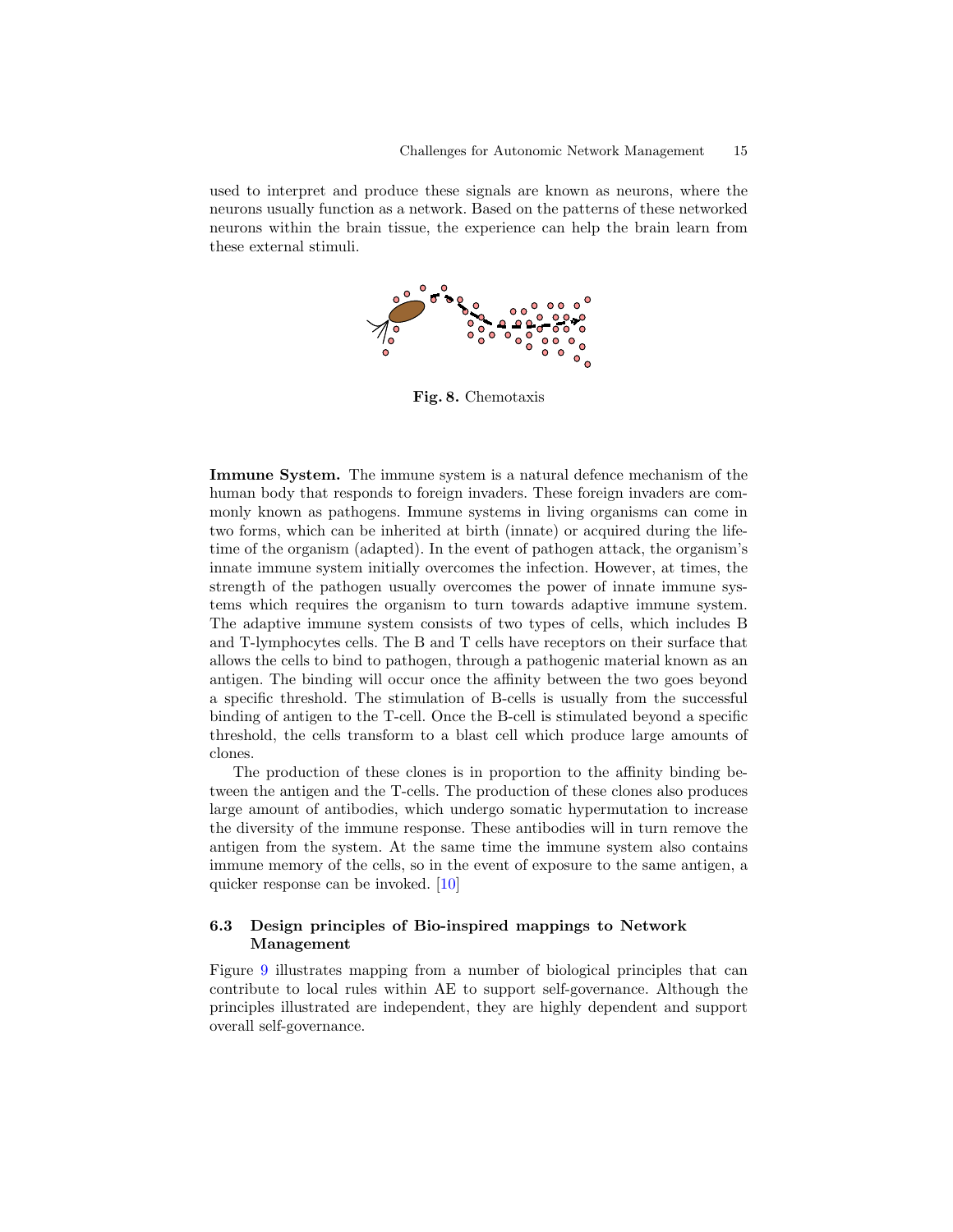used to interpret and produce these signals are known as neurons, where the neurons usually function as a network. Based on the patterns of these networked neurons within the brain tissue, the experience can help the brain learn from these external stimuli.

**Fig. 8.** Chemotaxis

**Immune System.** The immune system is a natural defence mechanism of the human body that responds to foreign invaders. These foreign invaders are commonly known as pathogens. Immune systems in living organisms can come in two forms, which can be inherited at birth (innate) or acquired during the lifetime of the organism (adapted). In the event of pathogen attack, the organism's innate immune system initially overcomes the infection. However, at times, the strength of the pathogen usually overcomes the power of innate immune systems which requires the organism to turn towards adaptive immune system. The adaptive immune system consists of two types of cells, which includes B and T-lymphocytes cells. The B and T cells have receptors on their surface that allows the cells to bind to pathogen, through a pathogenic material known as an antigen. The binding will occur once the affinity between the two goes beyond a specific threshold. The stimulation of B-cells is usually from the successful binding of antigen to the T-cell. Once the B-cell is stimulated beyond a specific threshold, the cells transform to a blast cell which produce large amounts of clones.

The production of these clones is in proportion to the affinity binding between the antigen and the T-cells. The production of these clones also produces large amount of antibodies, which undergo somatic hypermutation to increase the diversity of the immune response. These antibodies will in turn remove the antigen from the system. At the same time the immune system also contains immune memory of the cells, so in the event of exposure to the same antigen, a quicker response can be invoked. [10]

### 6.3 Design principles of Bio-inspired mappings to Network Management

Figure 9 illustrates mapping from a number of biological principles that can contribute to local rules within AE to support self-governance. Although the principles illustrated are independent, they are highly dependent and support overall self-governance.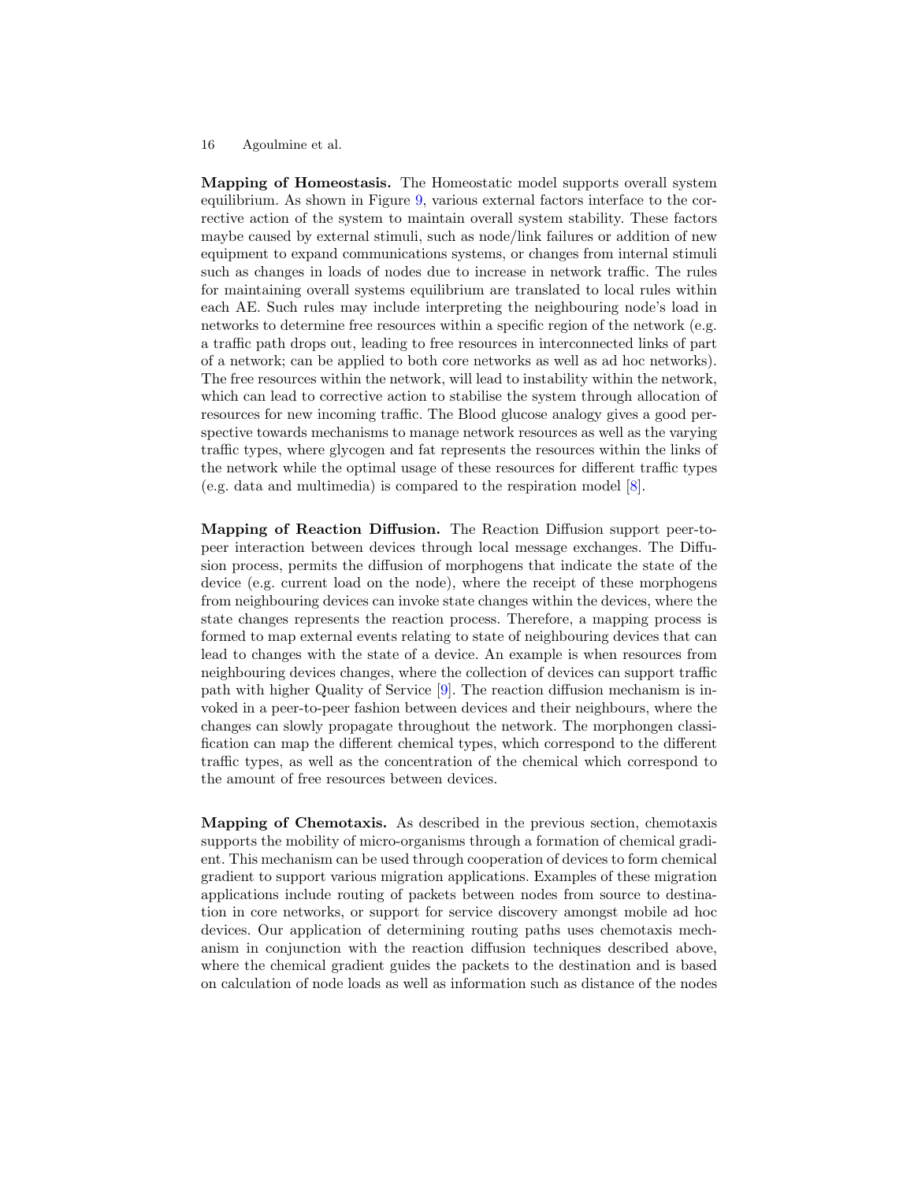**Mapping of Homeostasis.** The Homeostatic model supports overall system equilibrium. As shown in Figure 9, various external factors interface to the corrective action of the system to maintain overall system stability. These factors maybe caused by external stimuli, such as node/link failures or addition of new equipment to expand communications systems, or changes from internal stimuli such as changes in loads of nodes due to increase in network traffic. The rules for maintaining overall systems equilibrium are translated to local rules within each AE. Such rules may include interpreting the neighbouring node's load in networks to determine free resources within a specific region of the network (e.g. a traffic path drops out, leading to free resources in interconnected links of part of a network; can be applied to both core networks as well as ad hoc networks). The free resources within the network, will lead to instability within the network, which can lead to corrective action to stabilise the system through allocation of resources for new incoming traffic. The Blood glucose analogy gives a good perspective towards mechanisms to manage network resources as well as the varying traffic types, where glycogen and fat represents the resources within the links of the network while the optimal usage of these resources for different traffic types (e.g. data and multimedia) is compared to the respiration model [8].

**Mapping of Reaction Diffusion.** The Reaction Diffusion support peer-to-peer interaction between devices through local message exchanges. The Diffusion process, permits the diffusion of morphogens that indicate the state of the device (e.g. current load on the node), where the receipt of these morphogens from neighbouring devices can invoke state changes within the devices, where the state changes represents the reaction process. Therefore, a mapping process is formed to map external events relating to state of neighbouring devices that can lead to changes with the state of a device. An example is when resources from neighbouring devices changes, where the collection of devices can support traffic path with higher Quality of Service [9]. The reaction diffusion mechanism is invoked in a peer-to-peer fashion between devices and their neighbours, where the changes can slowly propagate throughout the network. The morphongen classification can map the different chemical types, which correspond to the different traffic types, as well as the concentration of the chemical which correspond to the amount of free resources between devices.

**Mapping of Chemotaxis.** As described in the previous section, chemotaxis supports the mobility of micro-organisms through a formation of chemical gradient. This mechanism can be used through cooperation of devices to form chemical gradient to support various migration applications. Examples of these migration applications include routing of packets between nodes from source to destination in core networks, or support for service discovery amongst mobile ad hoc devices. Our application of determining routing paths uses chemotaxis mechanism in conjunction with the reaction diffusion techniques described above, where the chemical gradient guides the packets to the destination and is based on calculation of node loads as well as information such as distance of the nodes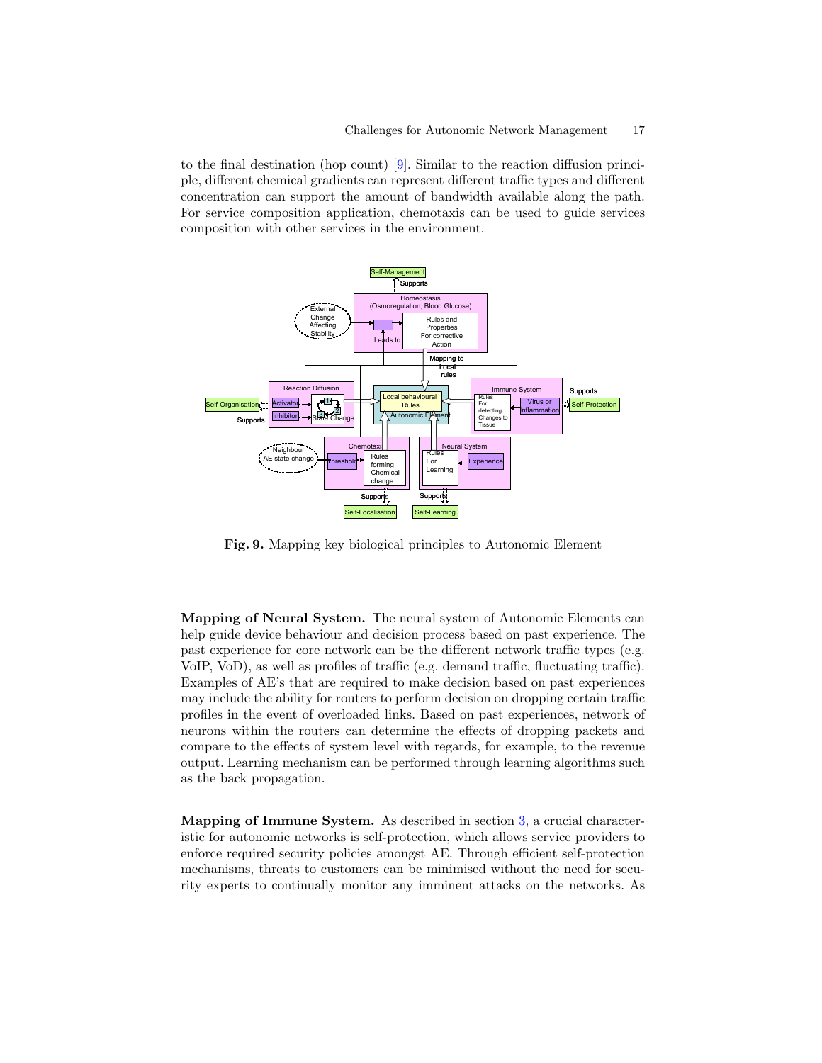to the final destination (hop count) [9]. Similar to the reaction diffusion principle, different chemical gradients can represent different traffic types and different concentration can support the amount of bandwidth available along the path. For service composition application, chemotaxis can be used to guide services composition with other services in the environment.

**Fig. 9.** Mapping key biological principles to Autonomic Element

**Mapping of Neural System.** The neural system of Autonomic Elements can help guide device behaviour and decision process based on past experience. The past experience for core network can be the different network traffic types (e.g. VoIP, VoD), as well as profiles of traffic (e.g. demand traffic, fluctuating traffic). Examples of AE's that are required to make decision based on past experiences may include the ability for routers to perform decision on dropping certain traffic profiles in the event of overloaded links. Based on past experiences, network of neurons within the routers can determine the effects of dropping packets and compare to the effects of system level with regards, for example, to the revenue output. Learning mechanism can be performed through learning algorithms such as the back propagation.

**Mapping of Immune System.** As described in section 3, a crucial characteristic for autonomic networks is self-protection, which allows service providers to enforce required security policies amongst AE. Through efficient self-protection mechanisms, threats to customers can be minimised without the need for security experts to continually monitor any imminent attacks on the networks. As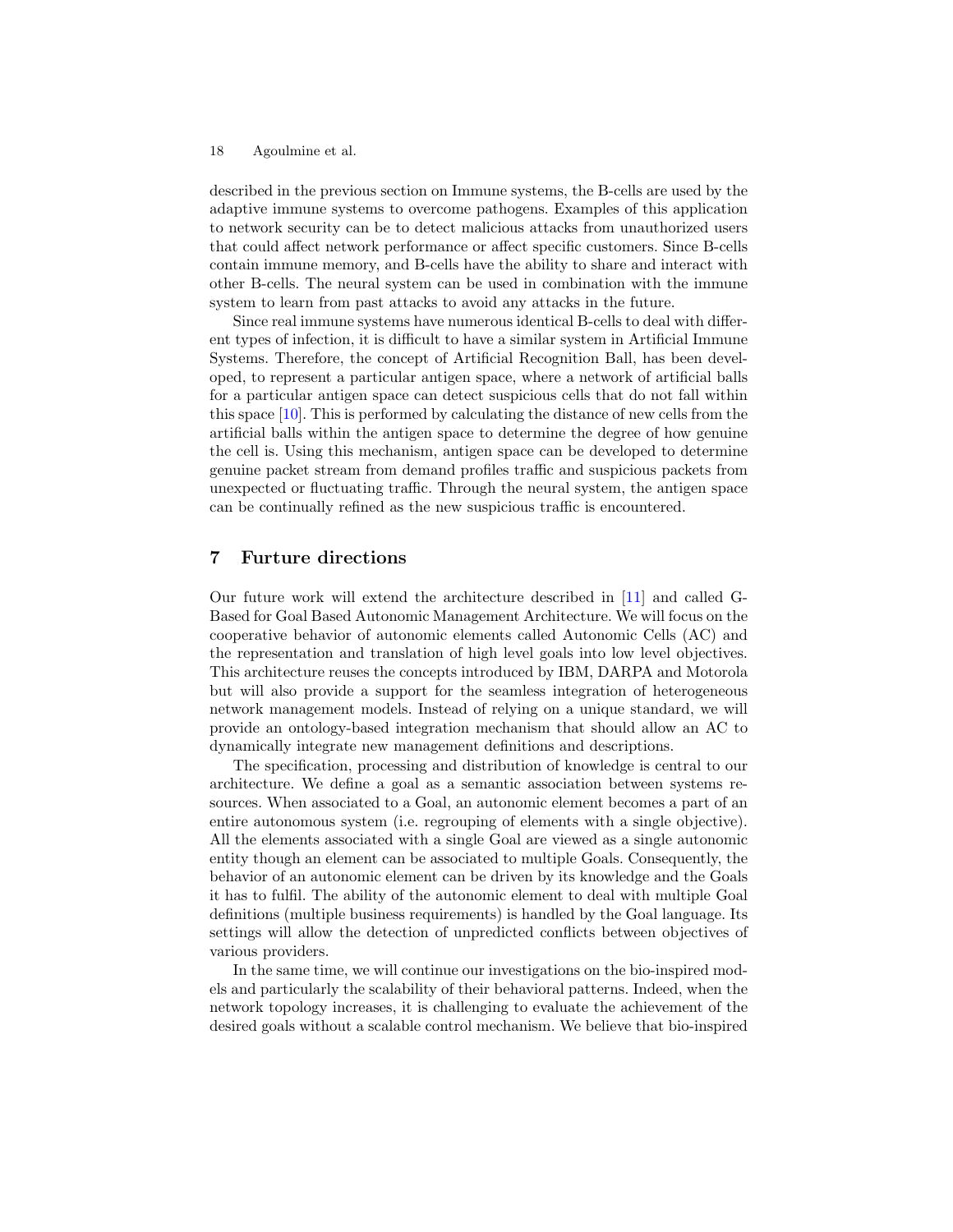described in the previous section on Immune systems, the B-cells are used by the adaptive immune systems to overcome pathogens. Examples of this application to network security can be to detect malicious attacks from unauthorized users that could affect network performance or affect specific customers. Since B-cells contain immune memory, and B-cells have the ability to share and interact with other B-cells. The neural system can be used in combination with the immune system to learn from past attacks to avoid any attacks in the future.

Since real immune systems have numerous identical B-cells to deal with different types of infection, it is difficult to have a similar system in Artificial Immune Systems. Therefore, the concept of Artificial Recognition Ball, has been developed, to represent a particular antigen space, where a network of artificial balls for a particular antigen space can detect suspicious cells that do not fall within this space [10]. This is performed by calculating the distance of new cells from the artificial balls within the antigen space to determine the degree of how genuine the cell is. Using this mechanism, antigen space can be developed to determine genuine packet stream from demand profiles traffic and suspicious packets from unexpected or fluctuating traffic. Through the neural system, the antigen space can be continually refined as the new suspicious traffic is encountered.

## 7 Furture directions

Our future work will extend the architecture described in [11] and called G-Based for Goal Based Autonomic Management Architecture. We will focus on the cooperative behavior of autonomic elements called Autonomic Cells (AC) and the representation and translation of high level goals into low level objectives. This architecture reuses the concepts introduced by IBM, DARPA and Motorola but will also provide a support for the seamless integration of heterogeneous network management models. Instead of relying on a unique standard, we will provide an ontology-based integration mechanism that should allow an AC to dynamically integrate new management definitions and descriptions.

The specification, processing and distribution of knowledge is central to our architecture. We define a goal as a semantic association between systems resources. When associated to a Goal, an autonomic element becomes a part of an entire autonomous system (i.e. regrouping of elements with a single objective). All the elements associated with a single Goal are viewed as a single autonomic entity though an element can be associated to multiple Goals. Consequently, the behavior of an autonomic element can be driven by its knowledge and the Goals it has to fulfil. The ability of the autonomic element to deal with multiple Goal definitions (multiple business requirements) is handled by the Goal language. Its settings will allow the detection of unpredicted conflicts between objectives of various providers.

In the same time, we will continue our investigations on the bio-inspired models and particularly the scalability of their behavioral patterns. Indeed, when the network topology increases, it is challenging to evaluate the achievement of the desired goals without a scalable control mechanism. We believe that bio-inspired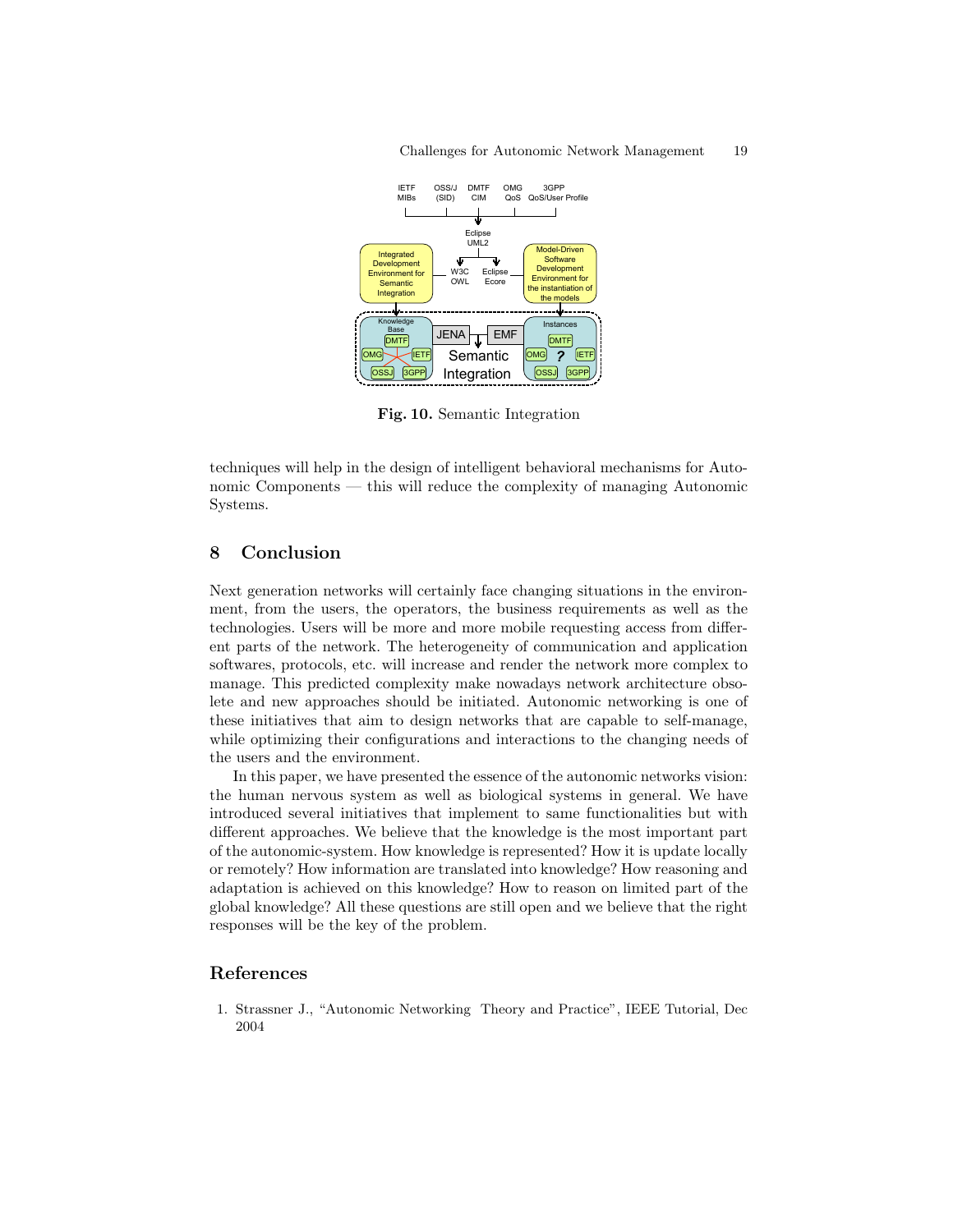Fig. 10. Semantic Integration

techniques will help in the design of intelligent behavioral mechanisms for Autonomic Components — this will reduce the complexity of managing Autonomic Systems.

## 8 Conclusion

Next generation networks will certainly face changing situations in the environment, from the users, the operators, the business requirements as well as the technologies. Users will be more and more mobile requesting access from different parts of the network. The heterogeneity of communication and application softwares, protocols, etc. will increase and render the network more complex to manage. This predicted complexity make nowadays network architecture obsolete and new approaches should be initiated. Autonomic networking is one of these initiatives that aim to design networks that are capable to self-manage, while optimizing their configurations and interactions to the changing needs of the users and the environment.

In this paper, we have presented the essence of the autonomic networks vision: the human nervous system as well as biological systems in general. We have introduced several initiatives that implement to same functionalities but with different approaches. We believe that the knowledge is the most important part of the autonomic-system. How knowledge is represented? How it is update locally or remotely? How information are translated into knowledge? How reasoning and adaptation is achieved on this knowledge? How to reason on limited part of the global knowledge? All these questions are still open and we believe that the right responses will be the key of the problem.

## References

1. Strassner J., "Autonomic Networking Theory and Practice", IEEE Tutorial, Dec 2004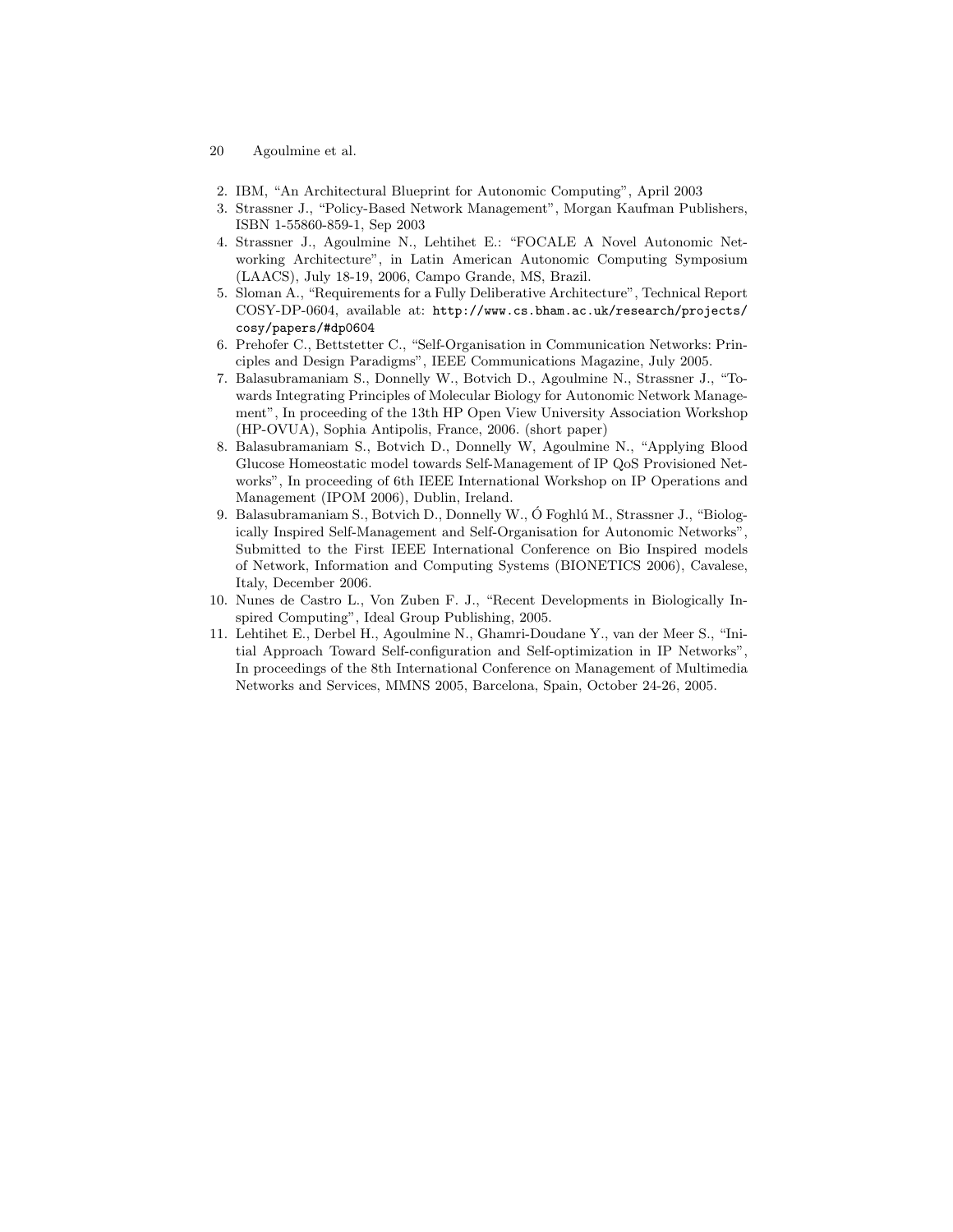2. IBM, "An Architectural Blueprint for Autonomic Computing", April 2003
3. Strassner J., "Policy-Based Network Management", Morgan Kaufman Publishers, ISBN 1-55860-859-1, Sep 2003
4. Strassner J., Agoulmine N., Lehtihet E.: "FOCALE A Novel Autonomic Networking Architecture", in Latin American Autonomic Computing Symposium (LAACS), July 18-19, 2006, Campo Grande, MS, Brazil.
5. Sloman A., "Requirements for a Fully Deliberative Architecture", Technical Report COSY-DP-0604, available at: `http://www.cs.bham.ac.uk/research/projects/cosy/papers/#dp0604`
6. Prehofer C., Bettstetter C., "Self-Organisation in Communication Networks: Principles and Design Paradigms", IEEE Communications Magazine, July 2005.
7. Balasubramaniam S., Donnelly W., Botvich D., Agoulmine N., Strassner J., "Towards Integrating Principles of Molecular Biology for Autonomic Network Management", In proceeding of the 13th HP Open View University Association Workshop (HP-OVUA), Sophia Antipolis, France, 2006. (short paper)
8. Balasubramaniam S., Botvich D., Donnelly W, Agoulmine N., "Applying Blood Glucose Homeostatic model towards Self-Management of IP QoS Provisioned Networks", In proceeding of 6th IEEE International Workshop on IP Operations and Management (IPOM 2006), Dublin, Ireland.
9. Balasubramaniam S., Botvich D., Donnelly W., Ó Foghlú M., Strassner J., "Biologically Inspired Self-Management and Self-Organisation for Autonomic Networks", Submitted to the First IEEE International Conference on Bio Inspired models of Network, Information and Computing Systems (BIONETICS 2006), Cavalese, Italy, December 2006.
10. Nunes de Castro L., Von Zuben F. J., "Recent Developments in Biologically Inspired Computing", Ideal Group Publishing, 2005.
11. Lehtihet E., Derbel H., Agoulmine N., Ghamri-Doudane Y., van der Meer S., "Initial Approach Toward Self-configuration and Self-optimization in IP Networks", In proceedings of the 8th International Conference on Management of Multimedia Networks and Services, MMNS 2005, Barcelona, Spain, October 24-26, 2005.